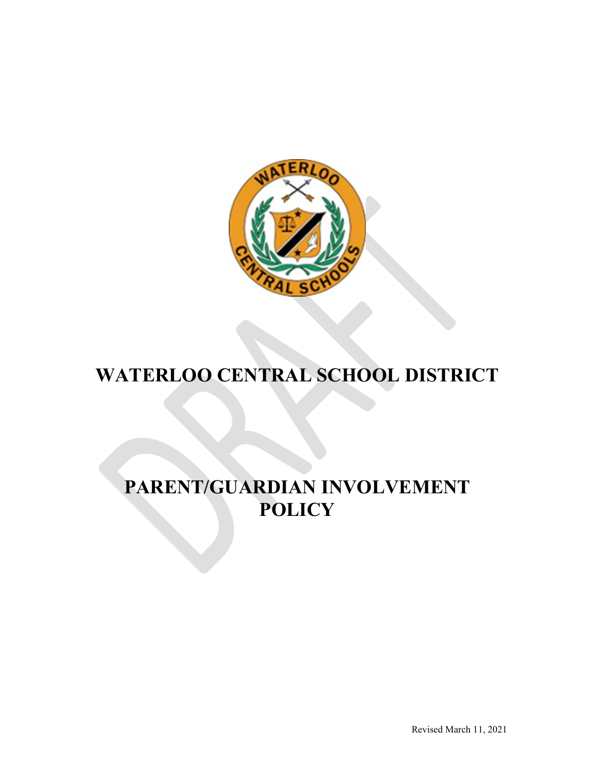# WATERLOO CENTRAL SCHOOL DISTRICT

# PARENT/GUARDIAN INVOLVEMENT POLICY

Revised March 11, 2021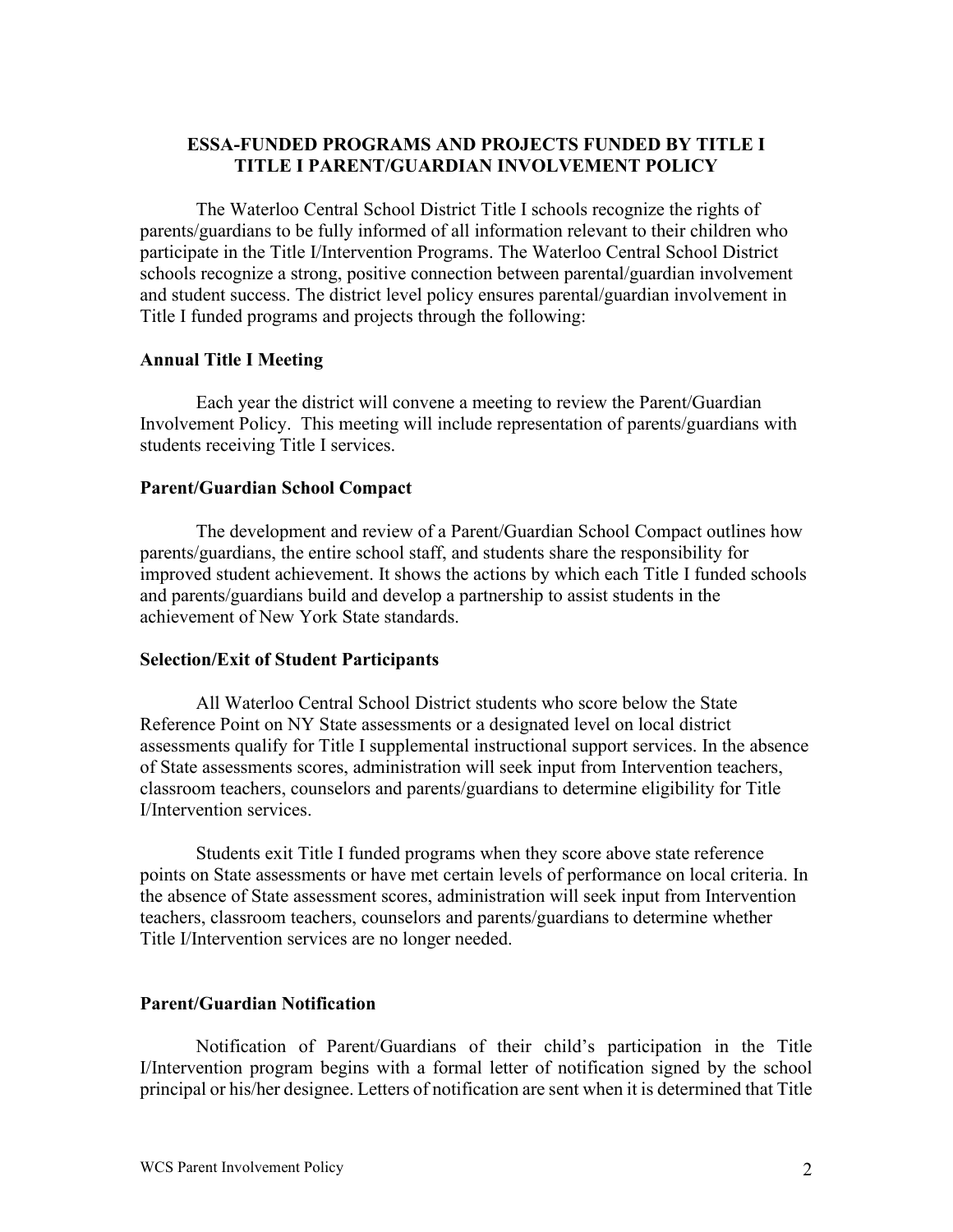**ESSA-FUNDED PROGRAMS AND PROJECTS FUNDED BY TITLE I**
**TITLE I PARENT/GUARDIAN INVOLVEMENT POLICY**

The Waterloo Central School District Title I schools recognize the rights of parents/guardians to be fully informed of all information relevant to their children who participate in the Title I/Intervention Programs. The Waterloo Central School District schools recognize a strong, positive connection between parental/guardian involvement and student success. The district level policy ensures parental/guardian involvement in Title I funded programs and projects through the following:

**Annual Title I Meeting**

Each year the district will convene a meeting to review the Parent/Guardian Involvement Policy. This meeting will include representation of parents/guardians with students receiving Title I services.

**Parent/Guardian School Compact**

The development and review of a Parent/Guardian School Compact outlines how parents/guardians, the entire school staff, and students share the responsibility for improved student achievement. It shows the actions by which each Title I funded schools and parents/guardians build and develop a partnership to assist students in the achievement of New York State standards.

**Selection/Exit of Student Participants**

All Waterloo Central School District students who score below the State Reference Point on NY State assessments or a designated level on local district assessments qualify for Title I supplemental instructional support services. In the absence of State assessments scores, administration will seek input from Intervention teachers, classroom teachers, counselors and parents/guardians to determine eligibility for Title I/Intervention services.

Students exit Title I funded programs when they score above state reference points on State assessments or have met certain levels of performance on local criteria. In the absence of State assessment scores, administration will seek input from Intervention teachers, classroom teachers, counselors and parents/guardians to determine whether Title I/Intervention services are no longer needed.

**Parent/Guardian Notification**

Notification of Parent/Guardians of their child's participation in the Title I/Intervention program begins with a formal letter of notification signed by the school principal or his/her designee. Letters of notification are sent when it is determined that Title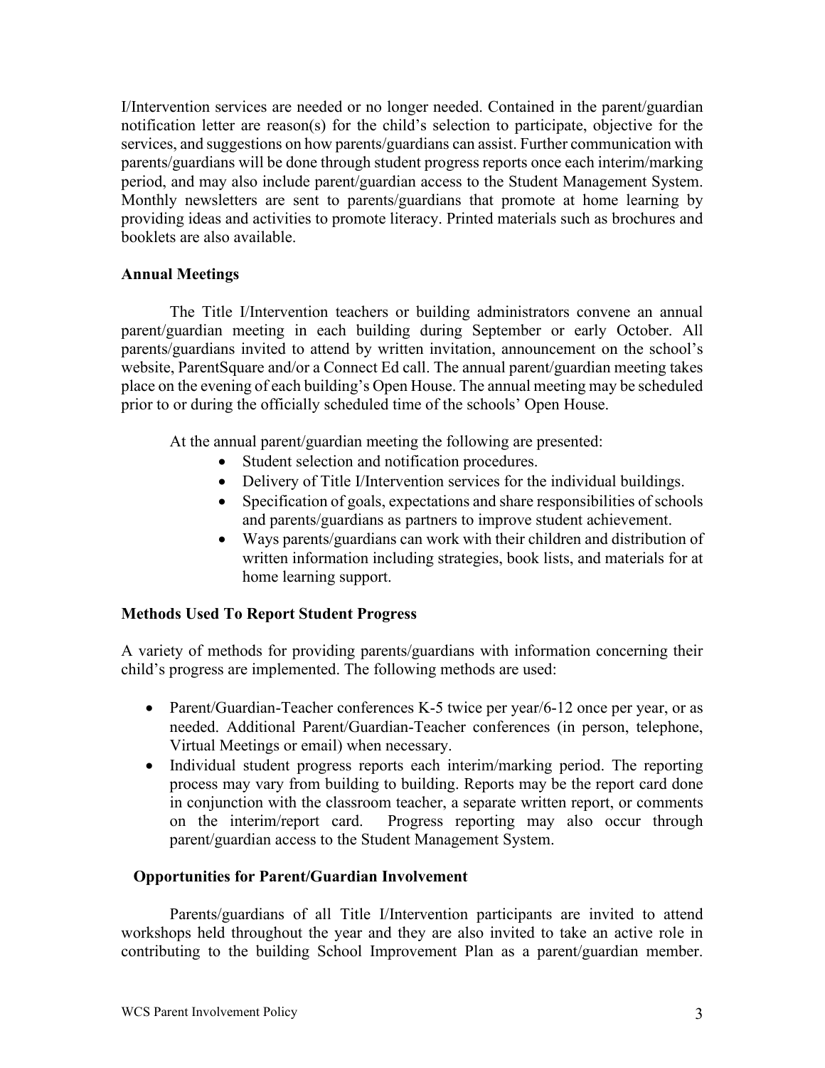I/Intervention services are needed or no longer needed. Contained in the parent/guardian notification letter are reason(s) for the child's selection to participate, objective for the services, and suggestions on how parents/guardians can assist. Further communication with parents/guardians will be done through student progress reports once each interim/marking period, and may also include parent/guardian access to the Student Management System. Monthly newsletters are sent to parents/guardians that promote at home learning by providing ideas and activities to promote literacy. Printed materials such as brochures and booklets are also available.

**Annual Meetings**

The Title I/Intervention teachers or building administrators convene an annual parent/guardian meeting in each building during September or early October. All parents/guardians invited to attend by written invitation, announcement on the school's website, ParentSquare and/or a Connect Ed call. The annual parent/guardian meeting takes place on the evening of each building's Open House. The annual meeting may be scheduled prior to or during the officially scheduled time of the schools' Open House.

At the annual parent/guardian meeting the following are presented:

- Student selection and notification procedures.
- Delivery of Title I/Intervention services for the individual buildings.
- Specification of goals, expectations and share responsibilities of schools and parents/guardians as partners to improve student achievement.
- Ways parents/guardians can work with their children and distribution of written information including strategies, book lists, and materials for at home learning support.

**Methods Used To Report Student Progress**

A variety of methods for providing parents/guardians with information concerning their child's progress are implemented. The following methods are used:

- Parent/Guardian-Teacher conferences K-5 twice per year/6-12 once per year, or as needed. Additional Parent/Guardian-Teacher conferences (in person, telephone, Virtual Meetings or email) when necessary.
- Individual student progress reports each interim/marking period. The reporting process may vary from building to building. Reports may be the report card done in conjunction with the classroom teacher, a separate written report, or comments on the interim/report card. Progress reporting may also occur through parent/guardian access to the Student Management System.

**Opportunities for Parent/Guardian Involvement**

Parents/guardians of all Title I/Intervention participants are invited to attend workshops held throughout the year and they are also invited to take an active role in contributing to the building School Improvement Plan as a parent/guardian member.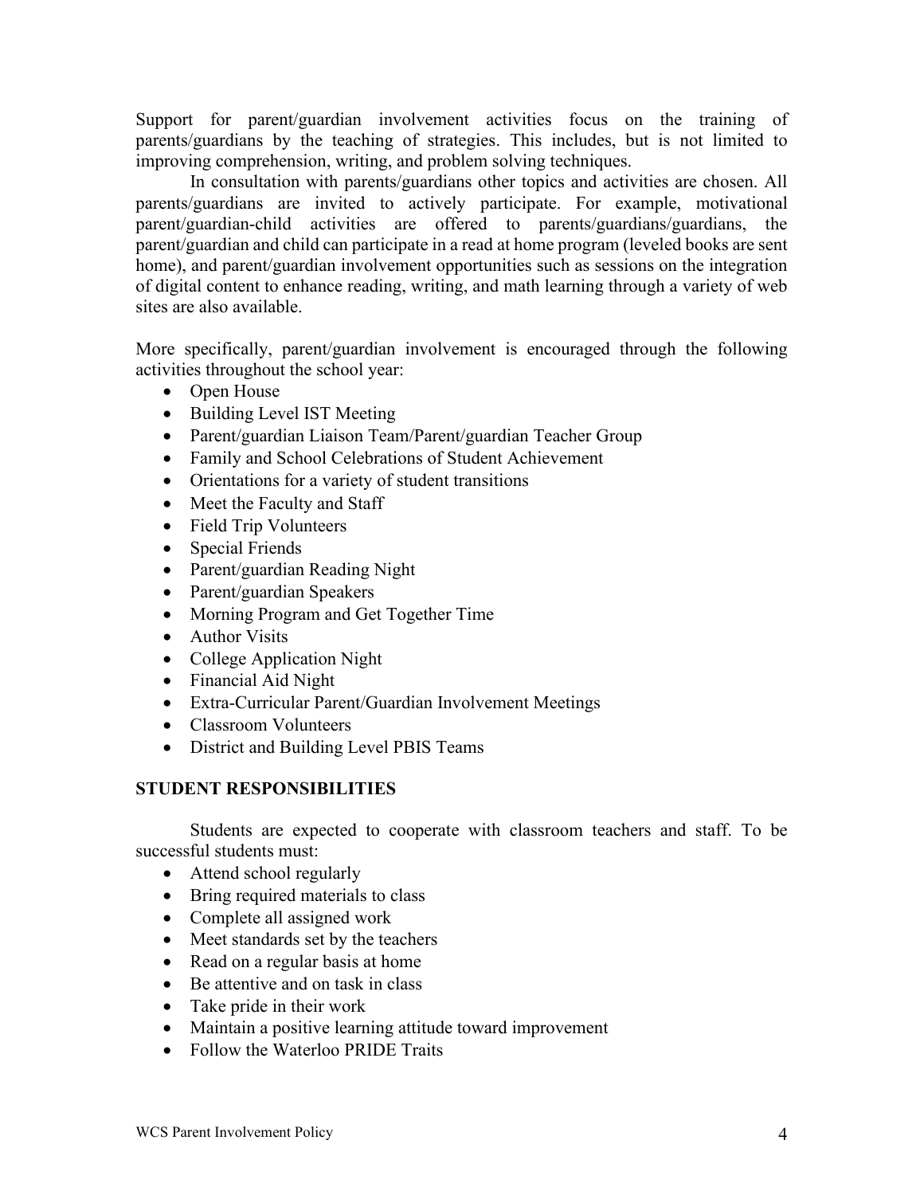Support for parent/guardian involvement activities focus on the training of parents/guardians by the teaching of strategies. This includes, but is not limited to improving comprehension, writing, and problem solving techniques.

In consultation with parents/guardians other topics and activities are chosen. All parents/guardians are invited to actively participate. For example, motivational parent/guardian-child activities are offered to parents/guardians/guardians, the parent/guardian and child can participate in a read at home program (leveled books are sent home), and parent/guardian involvement opportunities such as sessions on the integration of digital content to enhance reading, writing, and math learning through a variety of web sites are also available.

More specifically, parent/guardian involvement is encouraged through the following activities throughout the school year:

- Open House
- Building Level IST Meeting
- Parent/guardian Liaison Team/Parent/guardian Teacher Group
- Family and School Celebrations of Student Achievement
- Orientations for a variety of student transitions
- Meet the Faculty and Staff
- Field Trip Volunteers
- Special Friends
- Parent/guardian Reading Night
- Parent/guardian Speakers
- Morning Program and Get Together Time
- Author Visits
- College Application Night
- Financial Aid Night
- Extra-Curricular Parent/Guardian Involvement Meetings
- Classroom Volunteers
- District and Building Level PBIS Teams

**STUDENT RESPONSIBILITIES**

Students are expected to cooperate with classroom teachers and staff. To be successful students must:

- Attend school regularly
- Bring required materials to class
- Complete all assigned work
- Meet standards set by the teachers
- Read on a regular basis at home
- Be attentive and on task in class
- Take pride in their work
- Maintain a positive learning attitude toward improvement
- Follow the Waterloo PRIDE Traits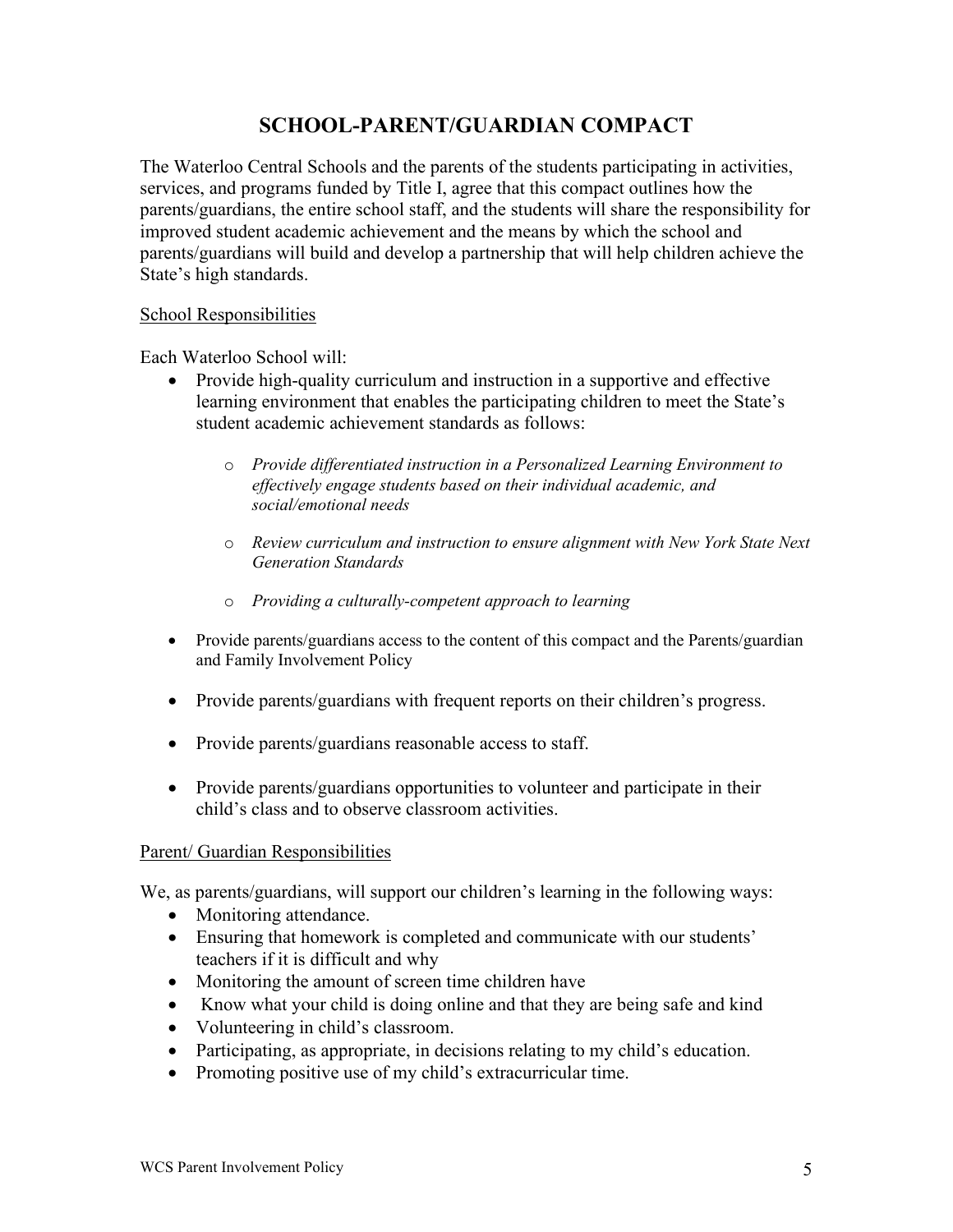# SCHOOL-PARENT/GUARDIAN COMPACT

The Waterloo Central Schools and the parents of the students participating in activities, services, and programs funded by Title I, agree that this compact outlines how the parents/guardians, the entire school staff, and the students will share the responsibility for improved student academic achievement and the means by which the school and parents/guardians will build and develop a partnership that will help children achieve the State's high standards.

School Responsibilities

Each Waterloo School will:

- Provide high-quality curriculum and instruction in a supportive and effective learning environment that enables the participating children to meet the State's student academic achievement standards as follows:
  - *Provide differentiated instruction in a Personalized Learning Environment to effectively engage students based on their individual academic, and social/emotional needs*
  - *Review curriculum and instruction to ensure alignment with New York State Next Generation Standards*
  - *Providing a culturally-competent approach to learning*
- Provide parents/guardians access to the content of this compact and the Parents/guardian and Family Involvement Policy
- Provide parents/guardians with frequent reports on their children's progress.
- Provide parents/guardians reasonable access to staff.
- Provide parents/guardians opportunities to volunteer and participate in their child's class and to observe classroom activities.

Parent/ Guardian Responsibilities

We, as parents/guardians, will support our children's learning in the following ways:

- Monitoring attendance.
- Ensuring that homework is completed and communicate with our students' teachers if it is difficult and why
- Monitoring the amount of screen time children have
- Know what your child is doing online and that they are being safe and kind
- Volunteering in child's classroom.
- Participating, as appropriate, in decisions relating to my child's education.
- Promoting positive use of my child's extracurricular time.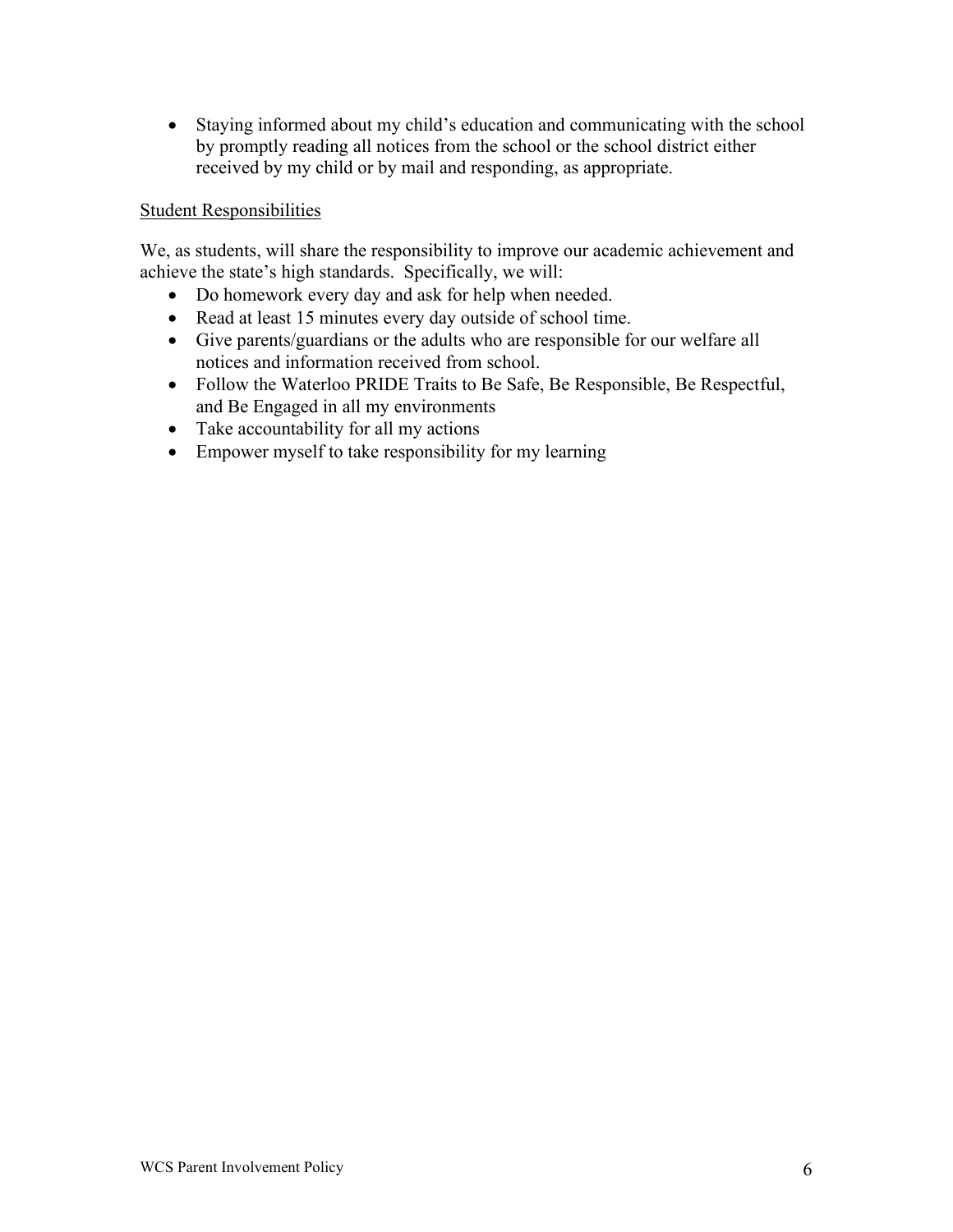- Staying informed about my child's education and communicating with the school by promptly reading all notices from the school or the school district either received by my child or by mail and responding, as appropriate.

Student Responsibilities

We, as students, will share the responsibility to improve our academic achievement and achieve the state's high standards. Specifically, we will:

- Do homework every day and ask for help when needed.
- Read at least 15 minutes every day outside of school time.
- Give parents/guardians or the adults who are responsible for our welfare all notices and information received from school.
- Follow the Waterloo PRIDE Traits to Be Safe, Be Responsible, Be Respectful, and Be Engaged in all my environments
- Take accountability for all my actions
- Empower myself to take responsibility for my learning